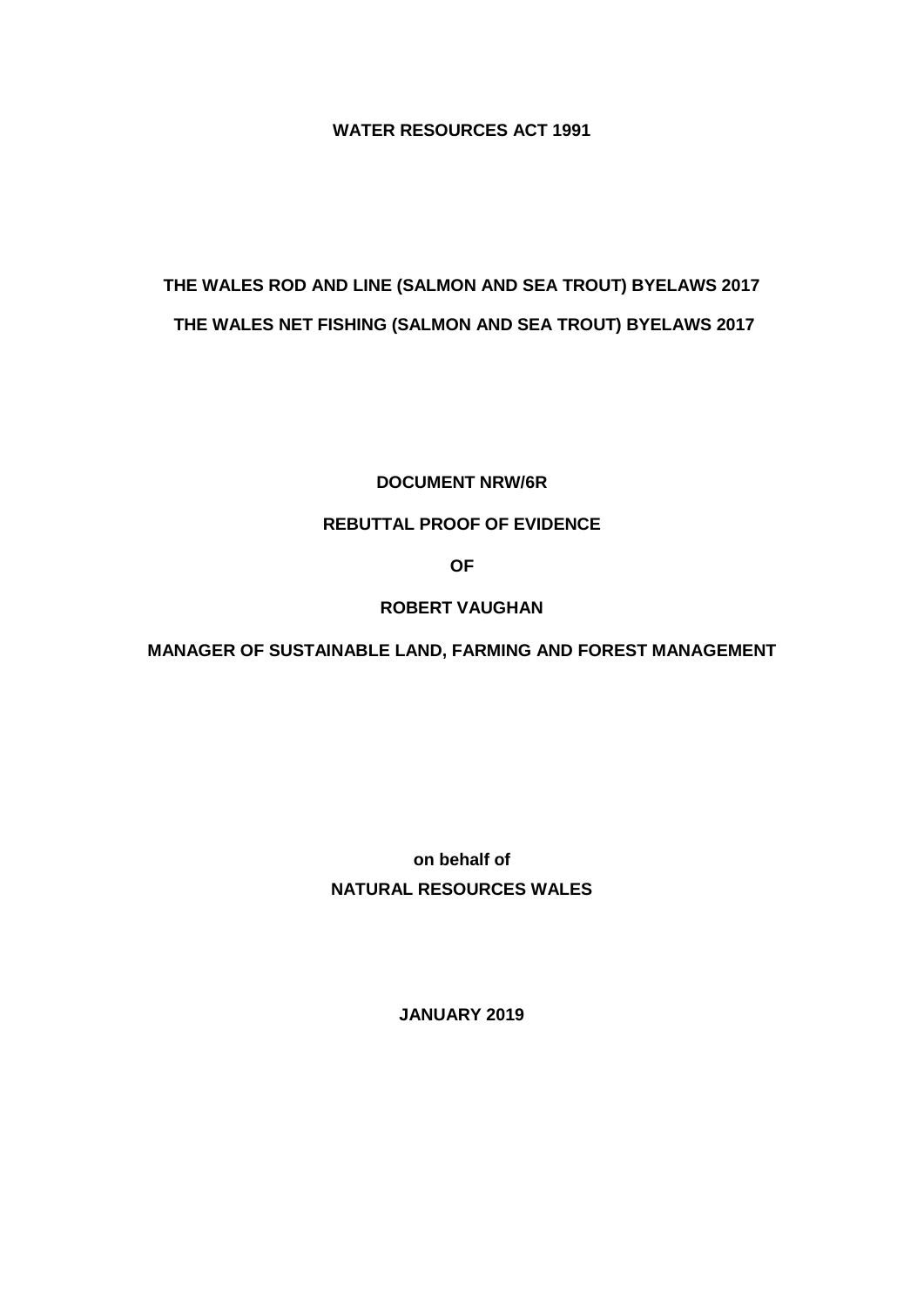**WATER RESOURCES ACT 1991**

**THE WALES ROD AND LINE (SALMON AND SEA TROUT) BYELAWS 2017**

**THE WALES NET FISHING (SALMON AND SEA TROUT) BYELAWS 2017**

**DOCUMENT NRW/6R**

**REBUTTAL PROOF OF EVIDENCE**

**OF**

**ROBERT VAUGHAN**

**MANAGER OF SUSTAINABLE LAND, FARMING AND FOREST MANAGEMENT**

**on behalf of**

**NATURAL RESOURCES WALES**

**JANUARY 2019**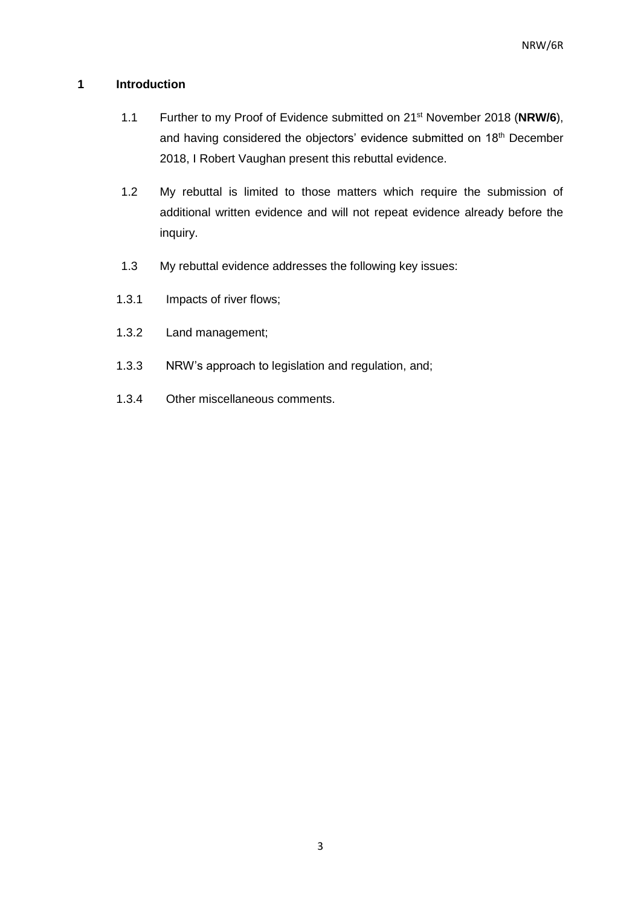# 1 Introduction

1.1 Further to my Proof of Evidence submitted on 21st November 2018 (**NRW/6**), and having considered the objectors' evidence submitted on 18th December 2018, I Robert Vaughan present this rebuttal evidence.

1.2 My rebuttal is limited to those matters which require the submission of additional written evidence and will not repeat evidence already before the inquiry.

1.3 My rebuttal evidence addresses the following key issues:

1.3.1 Impacts of river flows;

1.3.2 Land management;

1.3.3 NRW's approach to legislation and regulation, and;

1.3.4 Other miscellaneous comments.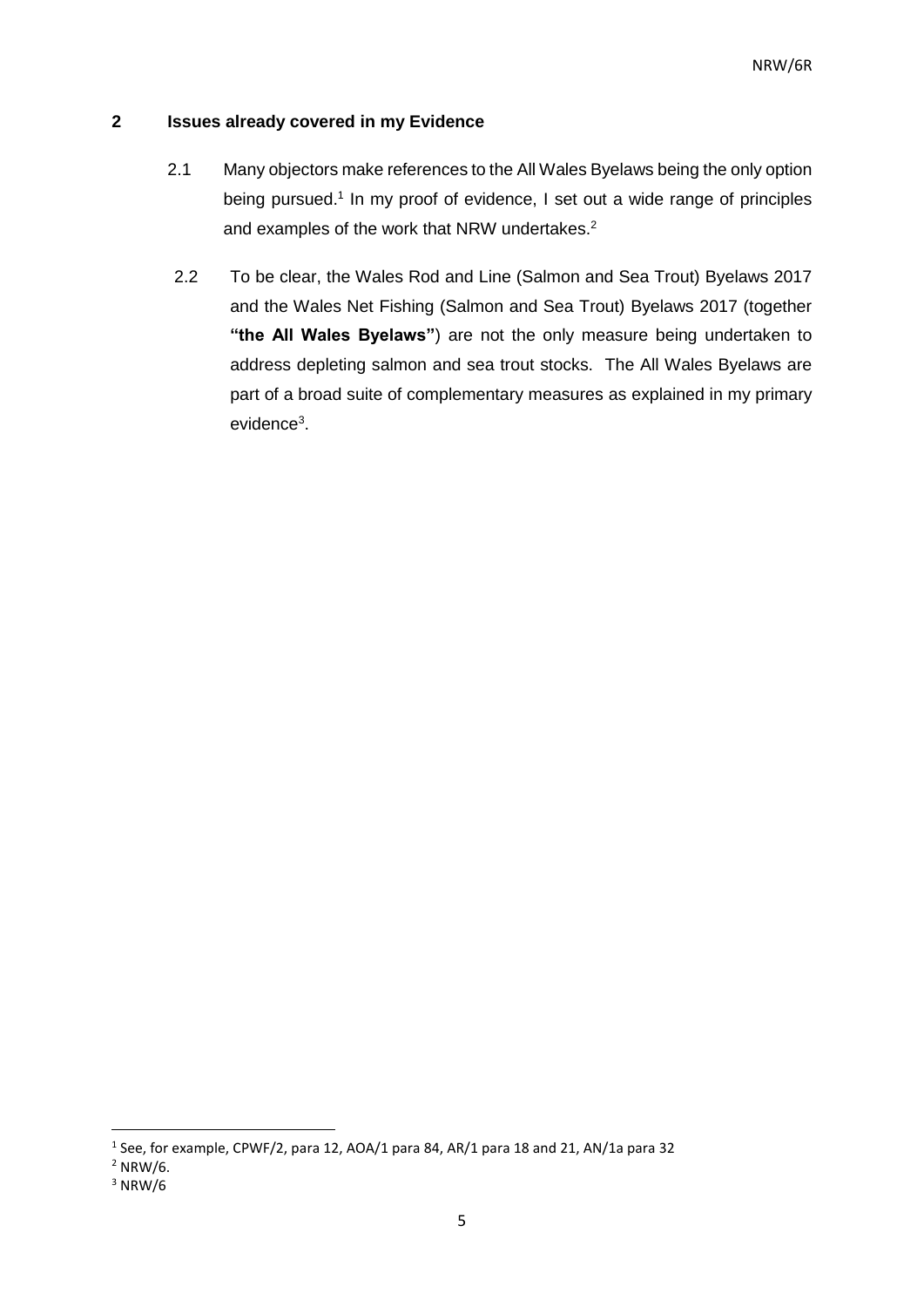## 2 Issues already covered in my Evidence

2.1 Many objectors make references to the All Wales Byelaws being the only option being pursued.[1] In my proof of evidence, I set out a wide range of principles and examples of the work that NRW undertakes.[2]

2.2 To be clear, the Wales Rod and Line (Salmon and Sea Trout) Byelaws 2017 and the Wales Net Fishing (Salmon and Sea Trout) Byelaws 2017 (together **"the All Wales Byelaws"**) are not the only measure being undertaken to address depleting salmon and sea trout stocks. The All Wales Byelaws are part of a broad suite of complementary measures as explained in my primary evidence[3].

---

[1] See, for example, CPWF/2, para 12, AOA/1 para 84, AR/1 para 18 and 21, AN/1a para 32

[2] NRW/6.

[3] NRW/6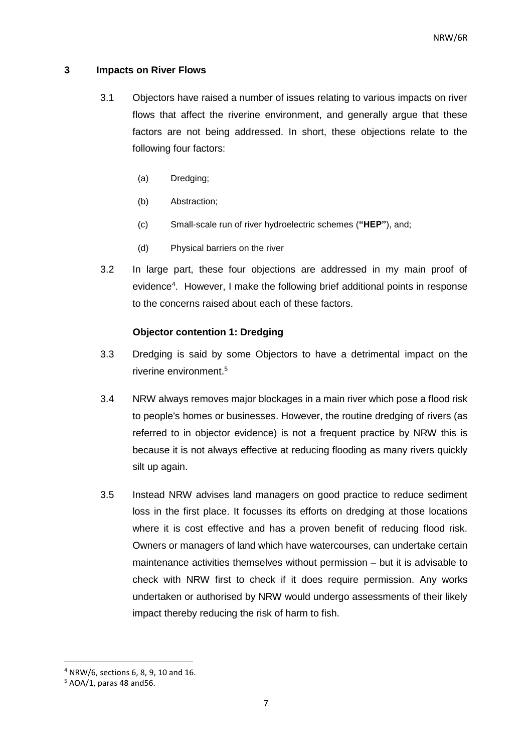## 3 Impacts on River Flows

3.1 Objectors have raised a number of issues relating to various impacts on river flows that affect the riverine environment, and generally argue that these factors are not being addressed. In short, these objections relate to the following four factors:

(a) Dredging;

(b) Abstraction;

(c) Small-scale run of river hydroelectric schemes (**"HEP"**), and;

(d) Physical barriers on the river

3.2 In large part, these four objections are addressed in my main proof of evidence[4]. However, I make the following brief additional points in response to the concerns raised about each of these factors.

**Objector contention 1: Dredging**

3.3 Dredging is said by some Objectors to have a detrimental impact on the riverine environment.[5]

3.4 NRW always removes major blockages in a main river which pose a flood risk to people's homes or businesses. However, the routine dredging of rivers (as referred to in objector evidence) is not a frequent practice by NRW this is because it is not always effective at reducing flooding as many rivers quickly silt up again.

3.5 Instead NRW advises land managers on good practice to reduce sediment loss in the first place. It focusses its efforts on dredging at those locations where it is cost effective and has a proven benefit of reducing flood risk. Owners or managers of land which have watercourses, can undertake certain maintenance activities themselves without permission – but it is advisable to check with NRW first to check if it does require permission. Any works undertaken or authorised by NRW would undergo assessments of their likely impact thereby reducing the risk of harm to fish.

---

[4] NRW/6, sections 6, 8, 9, 10 and 16.

[5] AOA/1, paras 48 and56.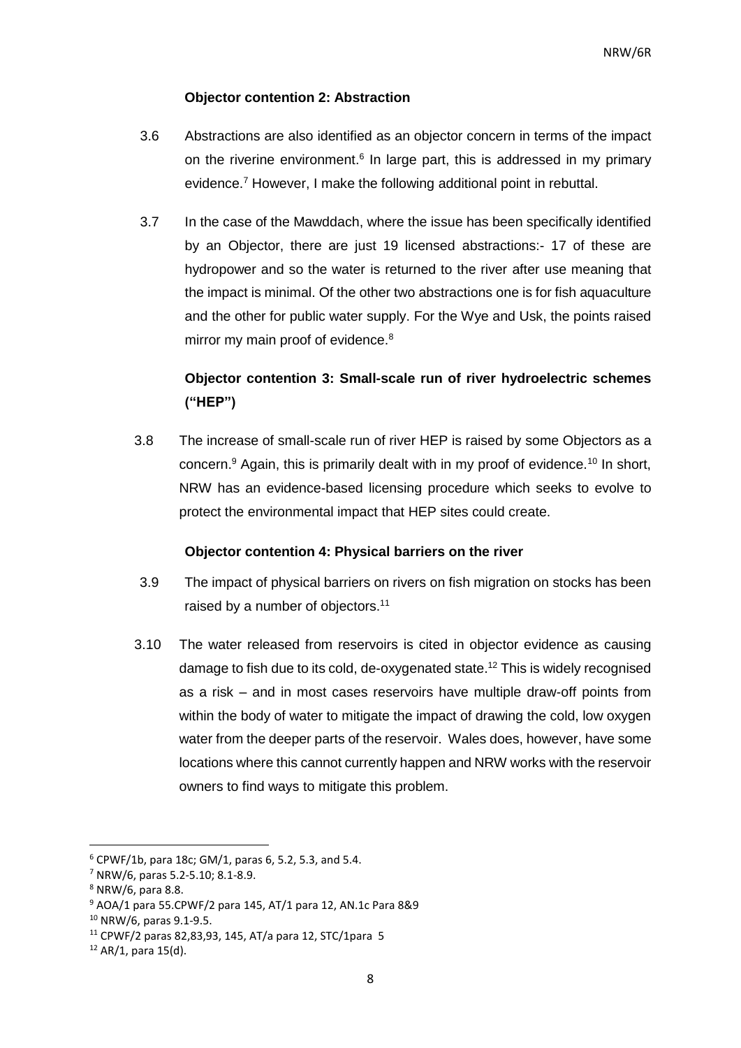**Objector contention 2: Abstraction**

3.6 Abstractions are also identified as an objector concern in terms of the impact on the riverine environment.[6] In large part, this is addressed in my primary evidence.[7] However, I make the following additional point in rebuttal.

3.7 In the case of the Mawddach, where the issue has been specifically identified by an Objector, there are just 19 licensed abstractions:- 17 of these are hydropower and so the water is returned to the river after use meaning that the impact is minimal. Of the other two abstractions one is for fish aquaculture and the other for public water supply. For the Wye and Usk, the points raised mirror my main proof of evidence.[8]

**Objector contention 3: Small-scale run of river hydroelectric schemes ("HEP")**

3.8 The increase of small-scale run of river HEP is raised by some Objectors as a concern.[9] Again, this is primarily dealt with in my proof of evidence.[10] In short, NRW has an evidence-based licensing procedure which seeks to evolve to protect the environmental impact that HEP sites could create.

**Objector contention 4: Physical barriers on the river**

3.9 The impact of physical barriers on rivers on fish migration on stocks has been raised by a number of objectors.[11]

3.10 The water released from reservoirs is cited in objector evidence as causing damage to fish due to its cold, de-oxygenated state.[12] This is widely recognised as a risk – and in most cases reservoirs have multiple draw-off points from within the body of water to mitigate the impact of drawing the cold, low oxygen water from the deeper parts of the reservoir. Wales does, however, have some locations where this cannot currently happen and NRW works with the reservoir owners to find ways to mitigate this problem.

---

[6] CPWF/1b, para 18c; GM/1, paras 6, 5.2, 5.3, and 5.4.

[7] NRW/6, paras 5.2-5.10; 8.1-8.9.

[8] NRW/6, para 8.8.

[9] AOA/1 para 55.CPWF/2 para 145, AT/1 para 12, AN.1c Para 8&9

[10] NRW/6, paras 9.1-9.5.

[11] CPWF/2 paras 82,83,93, 145, AT/a para 12, STC/1para 5

[12] AR/1, para 15(d).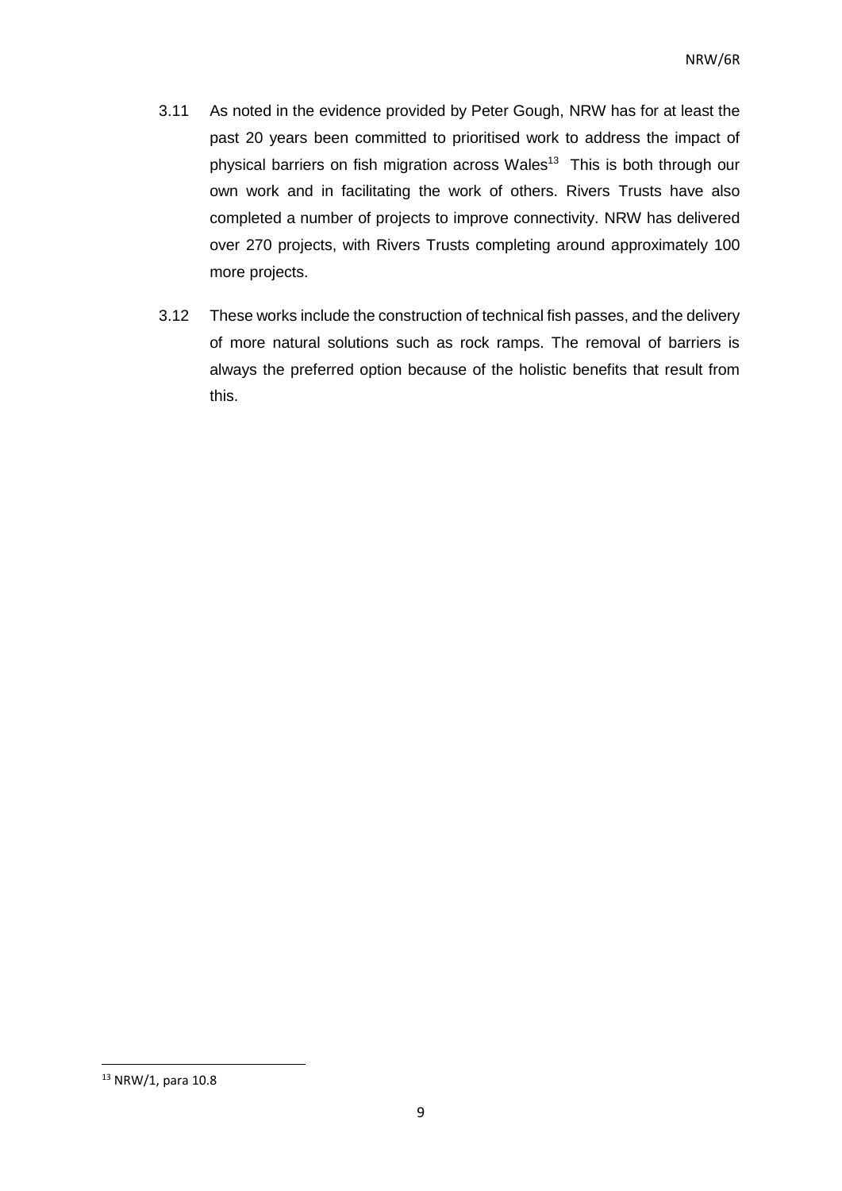3.11 As noted in the evidence provided by Peter Gough, NRW has for at least the past 20 years been committed to prioritised work to address the impact of physical barriers on fish migration across Wales[13] This is both through our own work and in facilitating the work of others. Rivers Trusts have also completed a number of projects to improve connectivity. NRW has delivered over 270 projects, with Rivers Trusts completing around approximately 100 more projects.

3.12 These works include the construction of technical fish passes, and the delivery of more natural solutions such as rock ramps. The removal of barriers is always the preferred option because of the holistic benefits that result from this.

[13] NRW/1, para 10.8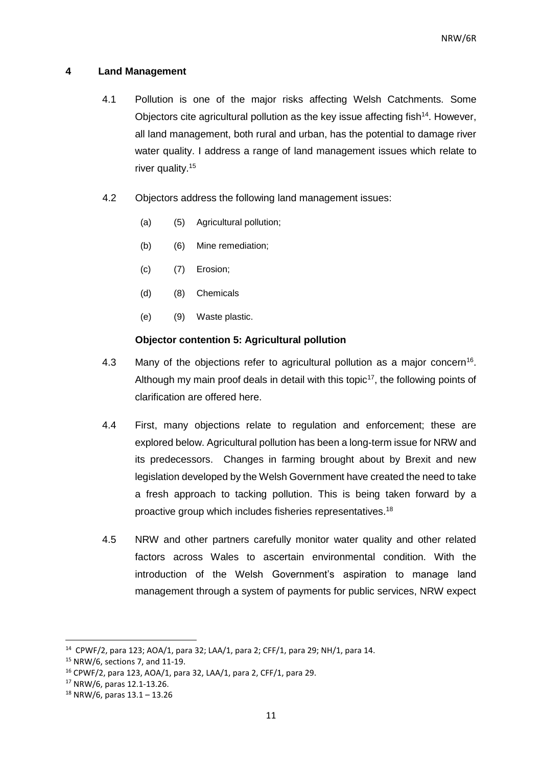## 4 Land Management

4.1 Pollution is one of the major risks affecting Welsh Catchments. Some Objectors cite agricultural pollution as the key issue affecting fish[14]. However, all land management, both rural and urban, has the potential to damage river water quality. I address a range of land management issues which relate to river quality.[15]

4.2 Objectors address the following land management issues:

(a) (5) Agricultural pollution;

(b) (6) Mine remediation;

(c) (7) Erosion;

(d) (8) Chemicals

(e) (9) Waste plastic.

**Objector contention 5: Agricultural pollution**

4.3 Many of the objections refer to agricultural pollution as a major concern[16]. Although my main proof deals in detail with this topic[17], the following points of clarification are offered here.

4.4 First, many objections relate to regulation and enforcement; these are explored below. Agricultural pollution has been a long-term issue for NRW and its predecessors. Changes in farming brought about by Brexit and new legislation developed by the Welsh Government have created the need to take a fresh approach to tacking pollution. This is being taken forward by a proactive group which includes fisheries representatives.[18]

4.5 NRW and other partners carefully monitor water quality and other related factors across Wales to ascertain environmental condition. With the introduction of the Welsh Government's aspiration to manage land management through a system of payments for public services, NRW expect

---

[14] CPWF/2, para 123; AOA/1, para 32; LAA/1, para 2; CFF/1, para 29; NH/1, para 14.

[15] NRW/6, sections 7, and 11-19.

[16] CPWF/2, para 123, AOA/1, para 32, LAA/1, para 2, CFF/1, para 29.

[17] NRW/6, paras 12.1-13.26.

[18] NRW/6, paras 13.1 – 13.26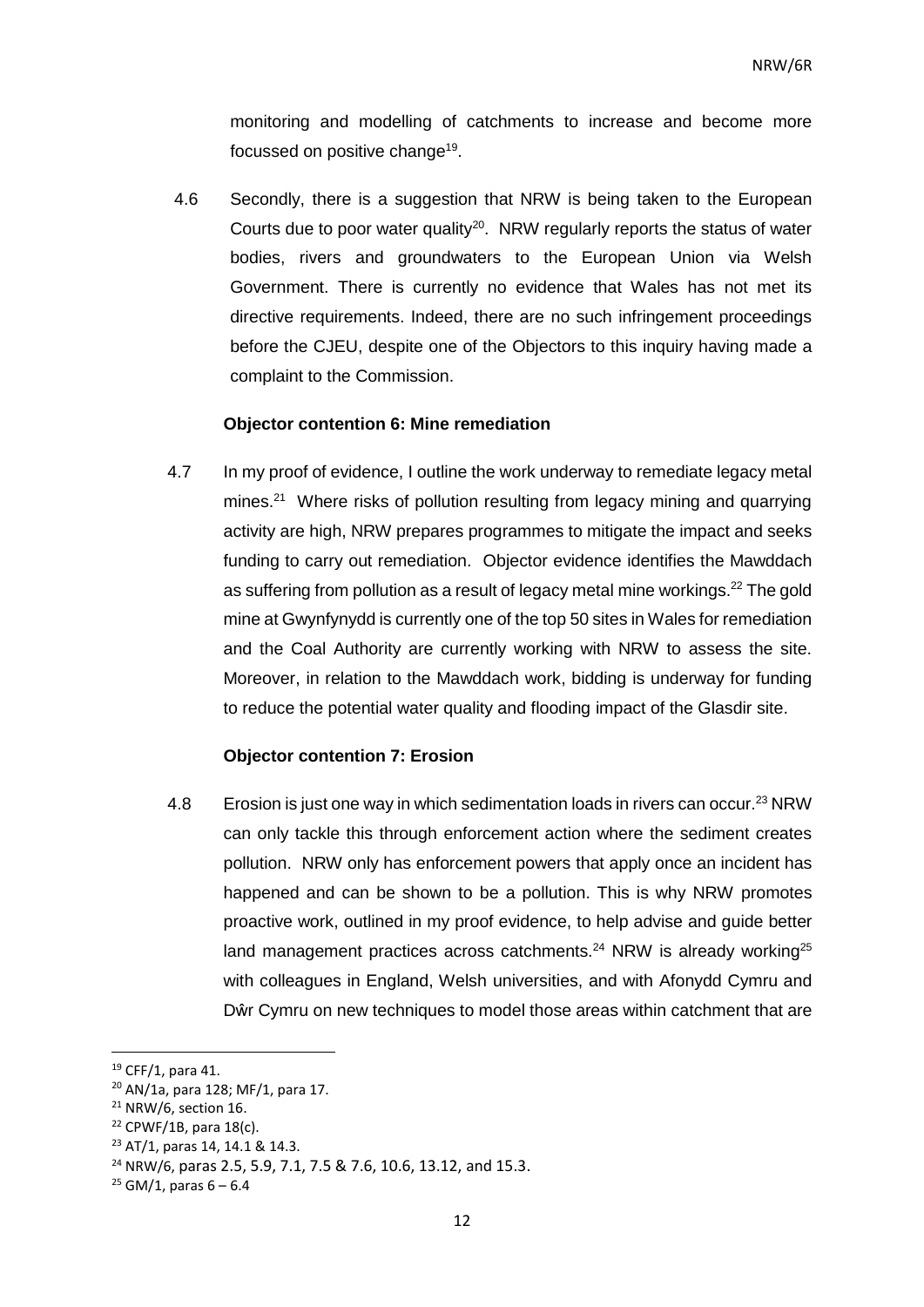monitoring and modelling of catchments to increase and become more focussed on positive change[19].

4.6 Secondly, there is a suggestion that NRW is being taken to the European Courts due to poor water quality[20]. NRW regularly reports the status of water bodies, rivers and groundwaters to the European Union via Welsh Government. There is currently no evidence that Wales has not met its directive requirements. Indeed, there are no such infringement proceedings before the CJEU, despite one of the Objectors to this inquiry having made a complaint to the Commission.

**Objector contention 6: Mine remediation**

4.7 In my proof of evidence, I outline the work underway to remediate legacy metal mines.[21] Where risks of pollution resulting from legacy mining and quarrying activity are high, NRW prepares programmes to mitigate the impact and seeks funding to carry out remediation. Objector evidence identifies the Mawddach as suffering from pollution as a result of legacy metal mine workings.[22] The gold mine at Gwynfynydd is currently one of the top 50 sites in Wales for remediation and the Coal Authority are currently working with NRW to assess the site. Moreover, in relation to the Mawddach work, bidding is underway for funding to reduce the potential water quality and flooding impact of the Glasdir site.

**Objector contention 7: Erosion**

4.8 Erosion is just one way in which sedimentation loads in rivers can occur.[23] NRW can only tackle this through enforcement action where the sediment creates pollution. NRW only has enforcement powers that apply once an incident has happened and can be shown to be a pollution. This is why NRW promotes proactive work, outlined in my proof evidence, to help advise and guide better land management practices across catchments.[24] NRW is already working[25] with colleagues in England, Welsh universities, and with Afonydd Cymru and Dŵr Cymru on new techniques to model those areas within catchment that are

---

[19] CFF/1, para 41.
[20] AN/1a, para 128; MF/1, para 17.
[21] NRW/6, section 16.
[22] CPWF/1B, para 18(c).
[23] AT/1, paras 14, 14.1 & 14.3.
[24] NRW/6, paras 2.5, 5.9, 7.1, 7.5 & 7.6, 10.6, 13.12, and 15.3.
[25] GM/1, paras 6 – 6.4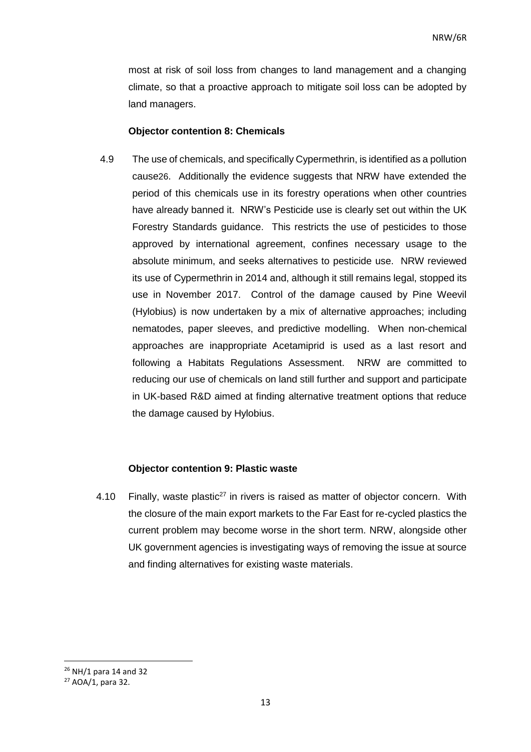most at risk of soil loss from changes to land management and a changing climate, so that a proactive approach to mitigate soil loss can be adopted by land managers.

**Objector contention 8: Chemicals**

4.9 The use of chemicals, and specifically Cypermethrin, is identified as a pollution cause[26]. Additionally the evidence suggests that NRW have extended the period of this chemicals use in its forestry operations when other countries have already banned it. NRW's Pesticide use is clearly set out within the UK Forestry Standards guidance. This restricts the use of pesticides to those approved by international agreement, confines necessary usage to the absolute minimum, and seeks alternatives to pesticide use. NRW reviewed its use of Cypermethrin in 2014 and, although it still remains legal, stopped its use in November 2017. Control of the damage caused by Pine Weevil (Hylobius) is now undertaken by a mix of alternative approaches; including nematodes, paper sleeves, and predictive modelling. When non-chemical approaches are inappropriate Acetamiprid is used as a last resort and following a Habitats Regulations Assessment. NRW are committed to reducing our use of chemicals on land still further and support and participate in UK-based R&D aimed at finding alternative treatment options that reduce the damage caused by Hylobius.

**Objector contention 9: Plastic waste**

4.10 Finally, waste plastic[27] in rivers is raised as matter of objector concern. With the closure of the main export markets to the Far East for re-cycled plastics the current problem may become worse in the short term. NRW, alongside other UK government agencies is investigating ways of removing the issue at source and finding alternatives for existing waste materials.

[26] NH/1 para 14 and 32

[27] AOA/1, para 32.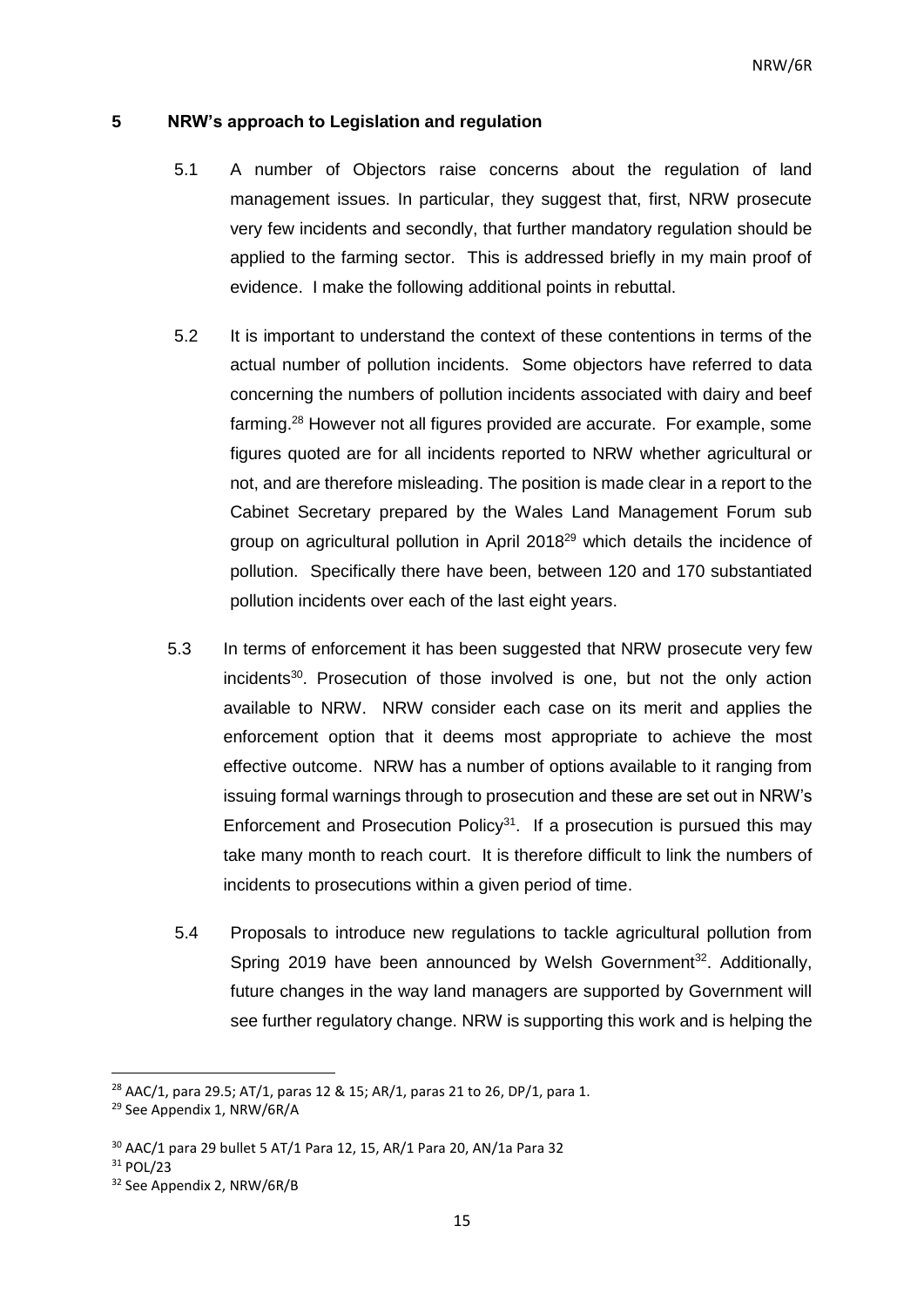## 5 NRW's approach to Legislation and regulation

5.1 A number of Objectors raise concerns about the regulation of land management issues. In particular, they suggest that, first, NRW prosecute very few incidents and secondly, that further mandatory regulation should be applied to the farming sector. This is addressed briefly in my main proof of evidence. I make the following additional points in rebuttal.

5.2 It is important to understand the context of these contentions in terms of the actual number of pollution incidents. Some objectors have referred to data concerning the numbers of pollution incidents associated with dairy and beef farming.[28] However not all figures provided are accurate. For example, some figures quoted are for all incidents reported to NRW whether agricultural or not, and are therefore misleading. The position is made clear in a report to the Cabinet Secretary prepared by the Wales Land Management Forum sub group on agricultural pollution in April 2018[29] which details the incidence of pollution. Specifically there have been, between 120 and 170 substantiated pollution incidents over each of the last eight years.

5.3 In terms of enforcement it has been suggested that NRW prosecute very few incidents[30]. Prosecution of those involved is one, but not the only action available to NRW. NRW consider each case on its merit and applies the enforcement option that it deems most appropriate to achieve the most effective outcome. NRW has a number of options available to it ranging from issuing formal warnings through to prosecution and these are set out in NRW's Enforcement and Prosecution Policy[31]. If a prosecution is pursued this may take many month to reach court. It is therefore difficult to link the numbers of incidents to prosecutions within a given period of time.

5.4 Proposals to introduce new regulations to tackle agricultural pollution from Spring 2019 have been announced by Welsh Government[32]. Additionally, future changes in the way land managers are supported by Government will see further regulatory change. NRW is supporting this work and is helping the

---

[28] AAC/1, para 29.5; AT/1, paras 12 & 15; AR/1, paras 21 to 26, DP/1, para 1.

[29] See Appendix 1, NRW/6R/A

[30] AAC/1 para 29 bullet 5 AT/1 Para 12, 15, AR/1 Para 20, AN/1a Para 32

[31] POL/23

[32] See Appendix 2, NRW/6R/B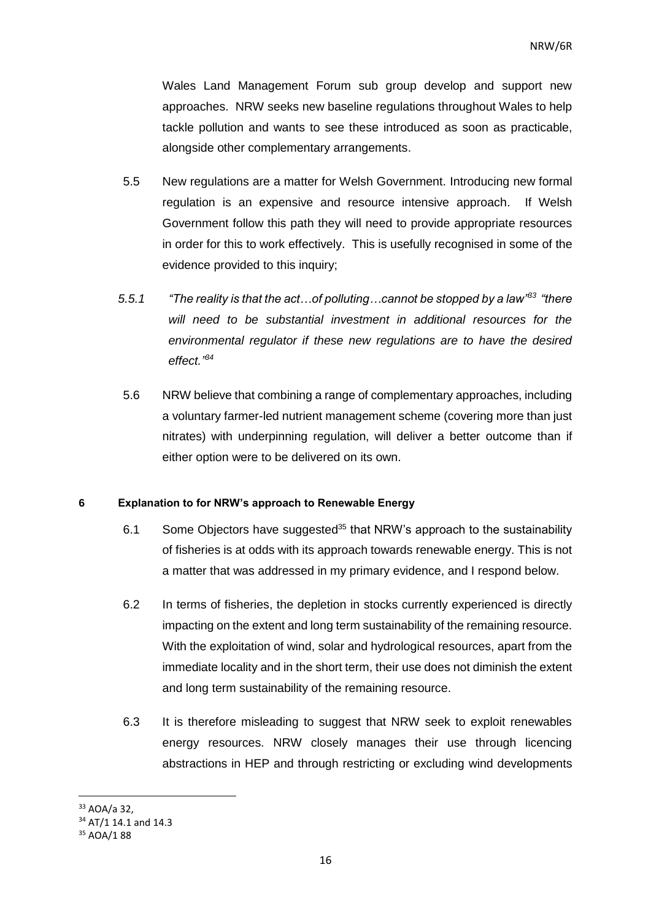Wales Land Management Forum sub group develop and support new approaches. NRW seeks new baseline regulations throughout Wales to help tackle pollution and wants to see these introduced as soon as practicable, alongside other complementary arrangements.

5.5 New regulations are a matter for Welsh Government. Introducing new formal regulation is an expensive and resource intensive approach. If Welsh Government follow this path they will need to provide appropriate resources in order for this to work effectively. This is usefully recognised in some of the evidence provided to this inquiry;

*5.5.1 "The reality is that the act…of polluting…cannot be stopped by a law"[83] "there will need to be substantial investment in additional resources for the environmental regulator if these new regulations are to have the desired effect."[84]*

5.6 NRW believe that combining a range of complementary approaches, including a voluntary farmer-led nutrient management scheme (covering more than just nitrates) with underpinning regulation, will deliver a better outcome than if either option were to be delivered on its own.

**6 Explanation to for NRW's approach to Renewable Energy**

6.1 Some Objectors have suggested[35] that NRW's approach to the sustainability of fisheries is at odds with its approach towards renewable energy. This is not a matter that was addressed in my primary evidence, and I respond below.

6.2 In terms of fisheries, the depletion in stocks currently experienced is directly impacting on the extent and long term sustainability of the remaining resource. With the exploitation of wind, solar and hydrological resources, apart from the immediate locality and in the short term, their use does not diminish the extent and long term sustainability of the remaining resource.

6.3 It is therefore misleading to suggest that NRW seek to exploit renewables energy resources. NRW closely manages their use through licencing abstractions in HEP and through restricting or excluding wind developments

---

[33] AOA/a 32,

[34] AT/1 14.1 and 14.3

[35] AOA/1 88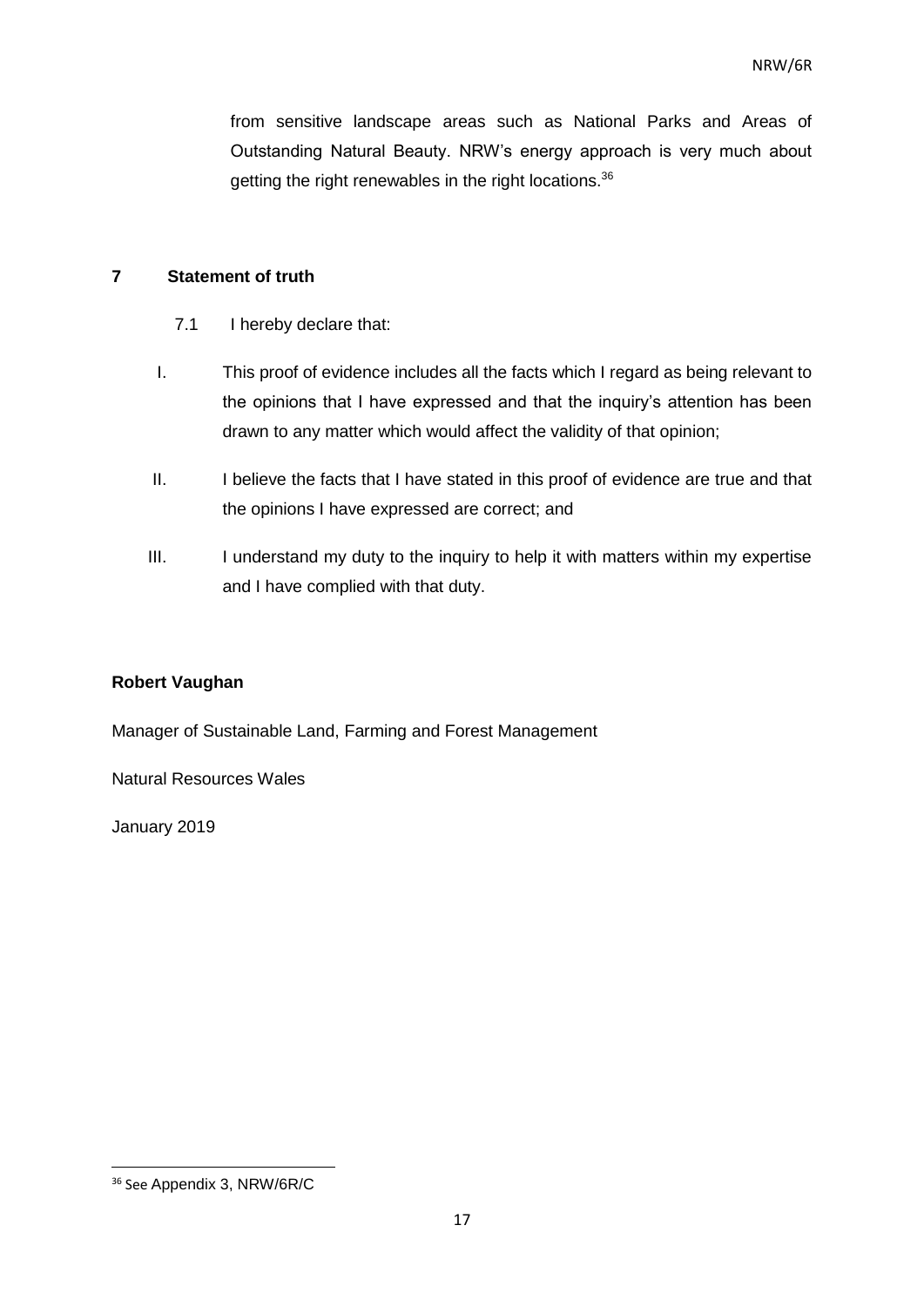from sensitive landscape areas such as National Parks and Areas of Outstanding Natural Beauty. NRW's energy approach is very much about getting the right renewables in the right locations.[36]

## 7 Statement of truth

7.1 I hereby declare that:

I. This proof of evidence includes all the facts which I regard as being relevant to the opinions that I have expressed and that the inquiry's attention has been drawn to any matter which would affect the validity of that opinion;

II. I believe the facts that I have stated in this proof of evidence are true and that the opinions I have expressed are correct; and

III. I understand my duty to the inquiry to help it with matters within my expertise and I have complied with that duty.

**Robert Vaughan**

Manager of Sustainable Land, Farming and Forest Management

Natural Resources Wales

January 2019

[36] See Appendix 3, NRW/6R/C